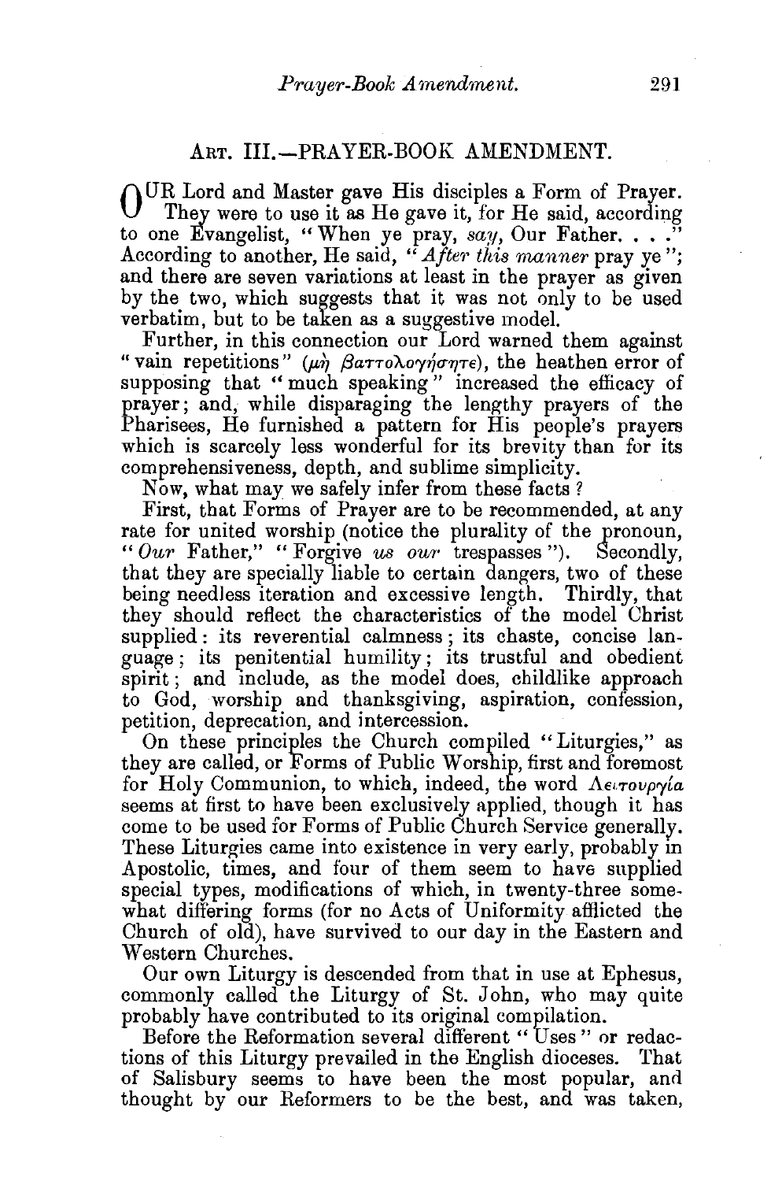## ART. III.—PRAYER-BOOK AMENDMENT.

OUR Lord and Master gave His disciples a Form of Prayer. They were to use it as He gave it, for He said, according to one Evangelist, "When ye pray, *say*, Our Father. . . ." According to another, He said, "*After this manner* pray ye"; and there are seven variations at least in the prayer as given by the two, which suggests that it was not only to be used verbatim, but to be taken as a suggestive model.

Further, in this connection our Lord warned them against "vain repetitions" (μὴ βαττολογήσητε), the heathen error of supposing that "much speaking" increased the efficacy of prayer; and, while disparaging the lengthy prayers of the Pharisees, He furnished a pattern for His people's prayers which is scarcely less wonderful for its brevity than for its comprehensiveness, depth, and sublime simplicity.

Now, what may we safely infer from these facts?

First, that Forms of Prayer are to be recommended, at any rate for united worship (notice the plurality of the pronoun, "*Our* Father," "Forgive *us our* trespasses"). Secondly, that they are specially liable to certain dangers, two of these being needless iteration and excessive length. Thirdly, that they should reflect the characteristics of the model Christ supplied: its reverential calmness; its chaste, concise language; its penitential humility; its trustful and obedient spirit; and include, as the model does, childlike approach to God, worship and thanksgiving, aspiration, confession, petition, deprecation, and intercession.

On these principles the Church compiled "Liturgies," as they are called, or Forms of Public Worship, first and foremost for Holy Communion, to which, indeed, the word Λειτουργία seems at first to have been exclusively applied, though it has come to be used for Forms of Public Church Service generally. These Liturgies came into existence in very early, probably in Apostolic, times, and four of them seem to have supplied special types, modifications of which, in twenty-three somewhat differing forms (for no Acts of Uniformity afflicted the Church of old), have survived to our day in the Eastern and Western Churches.

Our own Liturgy is descended from that in use at Ephesus, commonly called the Liturgy of St. John, who may quite probably have contributed to its original compilation.

Before the Reformation several different "Uses" or redactions of this Liturgy prevailed in the English dioceses. That of Salisbury seems to have been the most popular, and thought by our Reformers to be the best, and was taken,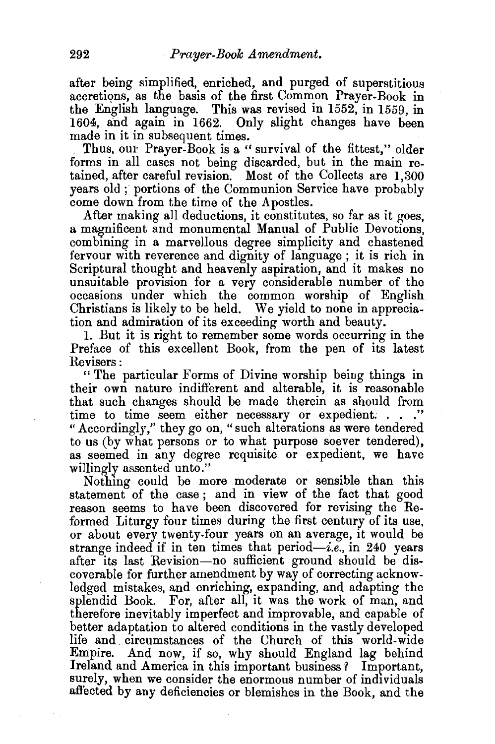after being simplified, enriched, and purged of superstitious accretions, as the basis of the first Common Prayer-Book in the English language. This was revised in 1552, in 1559, in 1604, and again in 1662. Only slight changes have been made in it in subsequent times.

Thus, our Prayer-Book is a "survival of the fittest," older forms in all cases not being discarded, but in the main retained, after careful revision. Most of the Collects are 1,300 years old; portions of the Communion Service have probably come down from the time of the Apostles.

After making all deductions, it constitutes, so far as it goes, a magnificent and monumental Manual of Public Devotions, combining in a marvellous degree simplicity and chastened fervour with reverence and dignity of language; it is rich in Scriptural thought and heavenly aspiration, and it makes no unsuitable provision for a very considerable number of the occasions under which the common worship of English Christians is likely to be held. We yield to none in appreciation and admiration of its exceeding worth and beauty.

1. But it is right to remember some words occurring in the Preface of this excellent Book, from the pen of its latest Revisers:

"The particular Forms of Divine worship being things in their own nature indifferent and alterable, it is reasonable that such changes should be made therein as should from time to time seem either necessary or expedient. . . ." "Accordingly," they go on, "such alterations as were tendered to us (by what persons or to what purpose soever tendered), as seemed in any degree requisite or expedient, we have willingly assented unto."

Nothing could be more moderate or sensible than this statement of the case; and in view of the fact that good reason seems to have been discovered for revising the Reformed Liturgy four times during the first century of its use, or about every twenty-four years on an average, it would be strange indeed if in ten times that period—*i.e.*, in 240 years after its last Revision—no sufficient ground should be discoverable for further amendment by way of correcting acknowledged mistakes, and enriching, expanding, and adapting the splendid Book. For, after all, it was the work of man, and therefore inevitably imperfect and improvable, and capable of better adaptation to altered conditions in the vastly developed life and circumstances of the Church of this world-wide Empire. And now, if so, why should England lag behind Ireland and America in this important business? Important, surely, when we consider the enormous number of individuals affected by any deficiencies or blemishes in the Book, and the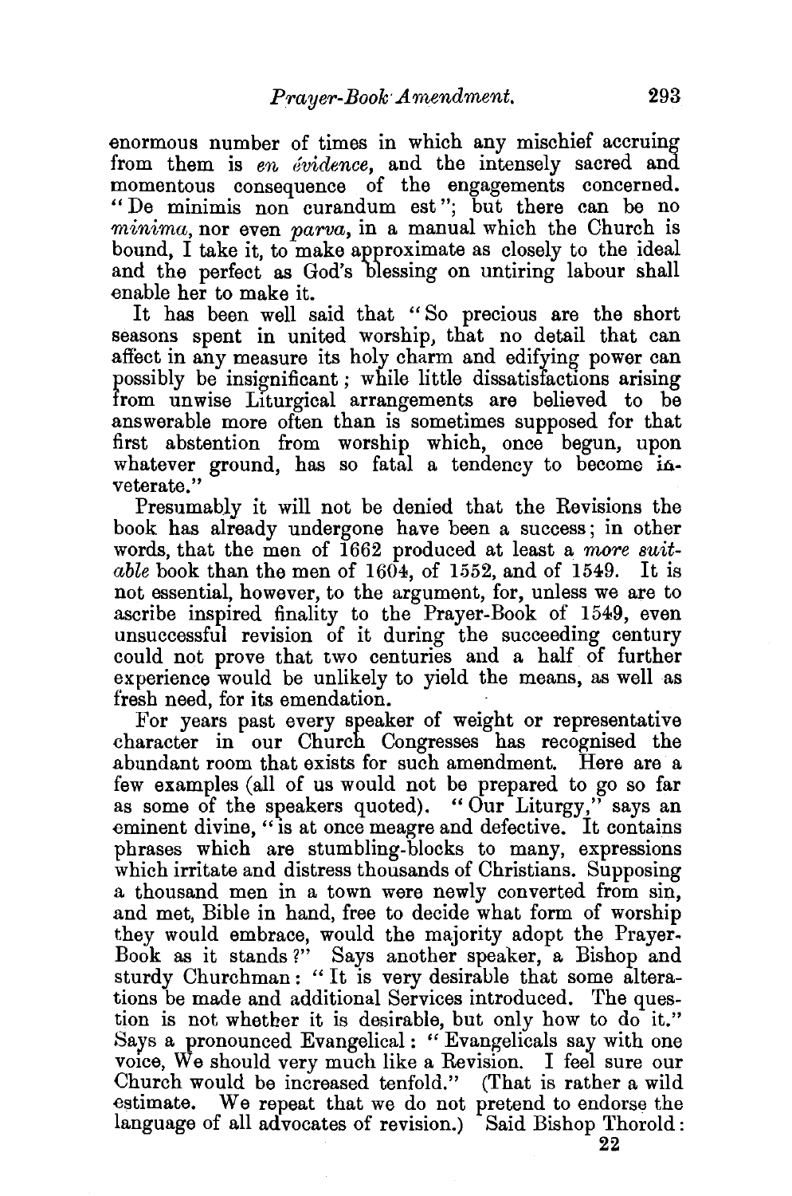enormous number of times in which any mischief accruing from them is *en évidence*, and the intensely sacred and momentous consequence of the engagements concerned. "De minimis non curandum est"; but there can be no *minima*, nor even *parva*, in a manual which the Church is bound, I take it, to make approximate as closely to the ideal and the perfect as God's blessing on untiring labour shall enable her to make it.

It has been well said that "So precious are the short seasons spent in united worship, that no detail that can affect in any measure its holy charm and edifying power can possibly be insignificant; while little dissatisfactions arising from unwise Liturgical arrangements are believed to be answerable more often than is sometimes supposed for that first abstention from worship which, once begun, upon whatever ground, has so fatal a tendency to become inveterate."

Presumably it will not be denied that the Revisions the book has already undergone have been a success; in other words, that the men of 1662 produced at least a *more suitable* book than the men of 1604, of 1552, and of 1549. It is not essential, however, to the argument, for, unless we are to ascribe inspired finality to the Prayer-Book of 1549, even unsuccessful revision of it during the succeeding century could not prove that two centuries and a half of further experience would be unlikely to yield the means, as well as fresh need, for its emendation.

For years past every speaker of weight or representative character in our Church Congresses has recognised the abundant room that exists for such amendment. Here are a few examples (all of us would not be prepared to go so far as some of the speakers quoted). "Our Liturgy," says an eminent divine, "is at once meagre and defective. It contains phrases which are stumbling-blocks to many, expressions which irritate and distress thousands of Christians. Supposing a thousand men in a town were newly converted from sin, and met, Bible in hand, free to decide what form of worship they would embrace, would the majority adopt the Prayer-Book as it stands?" Says another speaker, a Bishop and sturdy Churchman: "It is very desirable that some alterations be made and additional Services introduced. The question is not whether it is desirable, but only how to do it." Says a pronounced Evangelical: "Evangelicals say with one voice, We should very much like a Revision. I feel sure our Church would be increased tenfold." (That is rather a wild estimate. We repeat that we do not pretend to endorse the language of all advocates of revision.) Said Bishop Thorold: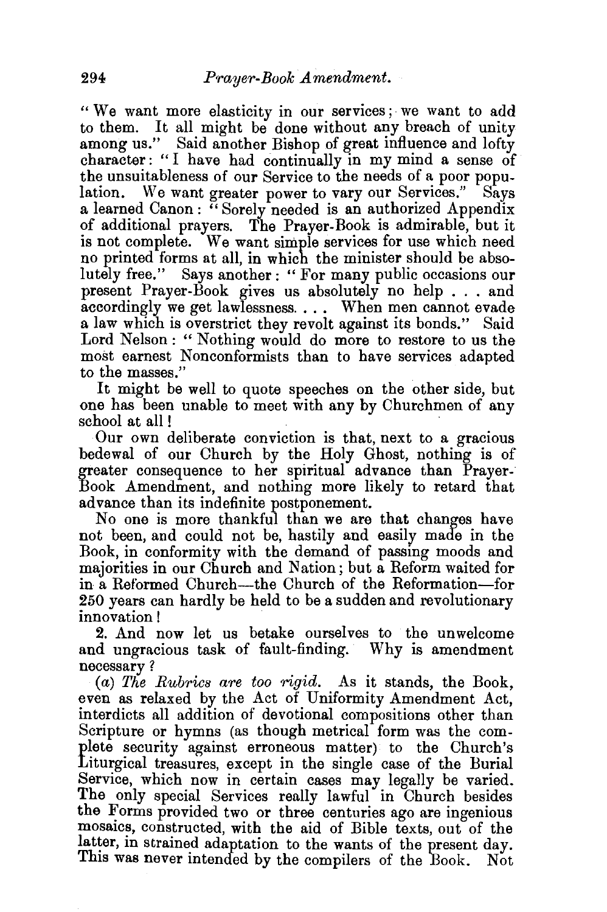"We want more elasticity in our services; we want to add to them. It all might be done without any breach of unity among us." Said another Bishop of great influence and lofty character: "I have had continually in my mind a sense of the unsuitableness of our Service to the needs of a poor population. We want greater power to vary our Services." Says a learned Canon: "Sorely needed is an authorized Appendix of additional prayers. The Prayer-Book is admirable, but it is not complete. We want simple services for use which need no printed forms at all, in which the minister should be absolutely free." Says another: "For many public occasions our present Prayer-Book gives us absolutely no help . . . and accordingly we get lawlessness. . . . When men cannot evade a law which is overstrict they revolt against its bonds." Said Lord Nelson: "Nothing would do more to restore to us the most earnest Nonconformists than to have services adapted to the masses."

It might be well to quote speeches on the other side, but one has been unable to meet with any by Churchmen of any school at all!

Our own deliberate conviction is that, next to a gracious bedewal of our Church by the Holy Ghost, nothing is of greater consequence to her spiritual advance than Prayer-Book Amendment, and nothing more likely to retard that advance than its indefinite postponement.

No one is more thankful than we are that changes have not been, and could not be, hastily and easily made in the Book, in conformity with the demand of passing moods and majorities in our Church and Nation; but a Reform waited for in a Reformed Church—the Church of the Reformation—for 250 years can hardly be held to be a sudden and revolutionary innovation!

2. And now let us betake ourselves to the unwelcome and ungracious task of fault-finding. Why is amendment necessary?

(*a*) *The Rubrics are too rigid.* As it stands, the Book, even as relaxed by the Act of Uniformity Amendment Act, interdicts all addition of devotional compositions other than Scripture or hymns (as though metrical form was the complete security against erroneous matter) to the Church's Liturgical treasures, except in the single case of the Burial Service, which now in certain cases may legally be varied. The only special Services really lawful in Church besides the Forms provided two or three centuries ago are ingenious mosaics, constructed, with the aid of Bible texts, out of the latter, in strained adaptation to the wants of the present day. This was never intended by the compilers of the Book. Not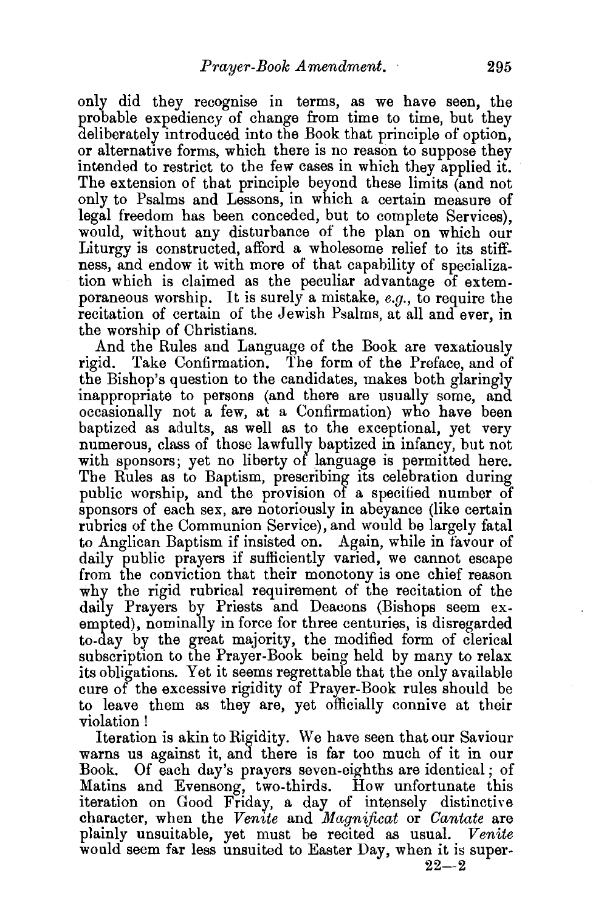only did they recognise in terms, as we have seen, the probable expediency of change from time to time, but they deliberately introduced into the Book that principle of option, or alternative forms, which there is no reason to suppose they intended to restrict to the few cases in which they applied it. The extension of that principle beyond these limits (and not only to Psalms and Lessons, in which a certain measure of legal freedom has been conceded, but to complete Services), would, without any disturbance of the plan on which our Liturgy is constructed, afford a wholesome relief to its stiffness, and endow it with more of that capability of specialization which is claimed as the peculiar advantage of extemporaneous worship. It is surely a mistake, *e.g.*, to require the recitation of certain of the Jewish Psalms, at all and ever, in the worship of Christians.

And the Rules and Language of the Book are vexatiously rigid. Take Confirmation. The form of the Preface, and of the Bishop's question to the candidates, makes both glaringly inappropriate to persons (and there are usually some, and occasionally not a few, at a Confirmation) who have been baptized as adults, as well as to the exceptional, yet very numerous, class of those lawfully baptized in infancy, but not with sponsors; yet no liberty of language is permitted here. The Rules as to Baptism, prescribing its celebration during public worship, and the provision of a specified number of sponsors of each sex, are notoriously in abeyance (like certain rubrics of the Communion Service), and would be largely fatal to Anglican Baptism if insisted on. Again, while in favour of daily public prayers if sufficiently varied, we cannot escape from the conviction that their monotony is one chief reason why the rigid rubrical requirement of the recitation of the daily Prayers by Priests and Deacons (Bishops seem exempted), nominally in force for three centuries, is disregarded to-day by the great majority, the modified form of clerical subscription to the Prayer-Book being held by many to relax its obligations. Yet it seems regrettable that the only available cure of the excessive rigidity of Prayer-Book rules should be to leave them as they are, yet officially connive at their violation!

Iteration is akin to Rigidity. We have seen that our Saviour warns us against it, and there is far too much of it in our Book. Of each day's prayers seven-eighths are identical; of Matins and Evensong, two-thirds. How unfortunate this iteration on Good Friday, a day of intensely distinctive character, when the *Venite* and *Magnificat* or *Cantate* are plainly unsuitable, yet must be recited as usual. *Venite* would seem far less unsuited to Easter Day, when it is super-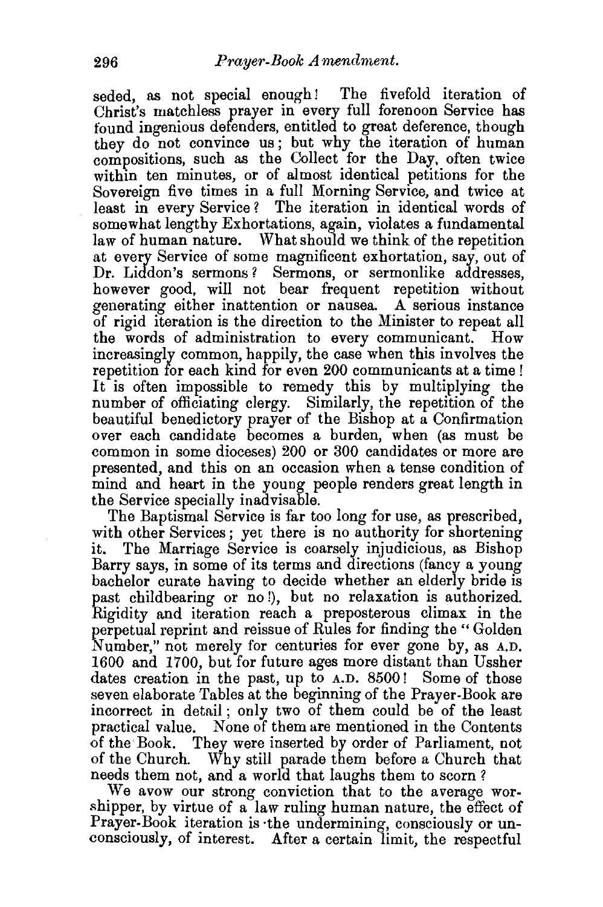seded, as not special enough! The fivefold iteration of Christ's matchless prayer in every full forenoon Service has found ingenious defenders, entitled to great deference, though they do not convince us; but why the iteration of human compositions, such as the Collect for the Day, often twice within ten minutes, or of almost identical petitions for the Sovereign five times in a full Morning Service, and twice at least in every Service? The iteration in identical words of somewhat lengthy Exhortations, again, violates a fundamental law of human nature. What should we think of the repetition at every Service of some magnificent exhortation, say, out of Dr. Liddon's sermons? Sermons, or sermonlike addresses, however good, will not bear frequent repetition without generating either inattention or nausea. A serious instance of rigid iteration is the direction to the Minister to repeat all the words of administration to every communicant. How increasingly common, happily, the case when this involves the repetition for each kind for even 200 communicants at a time! It is often impossible to remedy this by multiplying the number of officiating clergy. Similarly, the repetition of the beautiful benedictory prayer of the Bishop at a Confirmation over each candidate becomes a burden, when (as must be common in some dioceses) 200 or 300 candidates or more are presented, and this on an occasion when a tense condition of mind and heart in the young people renders great length in the Service specially inadvisable.

The Baptismal Service is far too long for use, as prescribed, with other Services; yet there is no authority for shortening it. The Marriage Service is coarsely injudicious, as Bishop Barry says, in some of its terms and directions (fancy a young bachelor curate having to decide whether an elderly bride is past childbearing or no!), but no relaxation is authorized. Rigidity and iteration reach a preposterous climax in the perpetual reprint and reissue of Rules for finding the "Golden Number," not merely for centuries for ever gone by, as A.D. 1600 and 1700, but for future ages more distant than Ussher dates creation in the past, up to A.D. 8500! Some of those seven elaborate Tables at the beginning of the Prayer-Book are incorrect in detail; only two of them could be of the least practical value. None of them are mentioned in the Contents of the Book. They were inserted by order of Parliament, not of the Church. Why still parade them before a Church that needs them not, and a world that laughs them to scorn?

We avow our strong conviction that to the average worshipper, by virtue of a law ruling human nature, the effect of Prayer-Book iteration is the undermining, consciously or unconsciously, of interest. After a certain limit, the respectful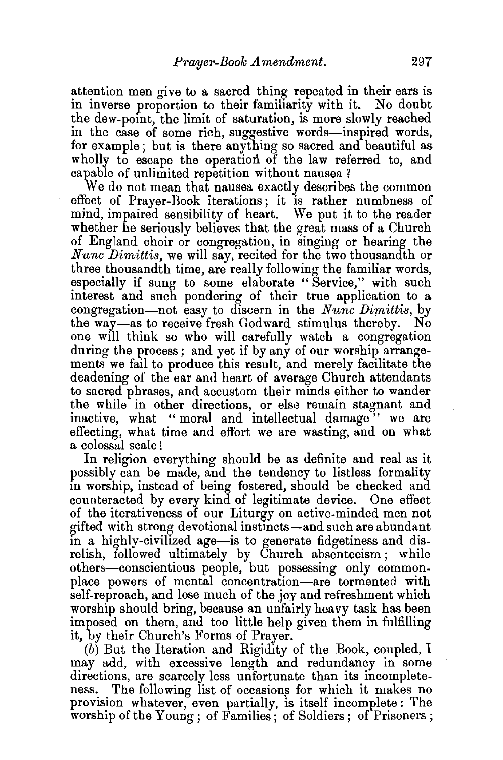attention men give to a sacred thing repeated in their ears is in inverse proportion to their familiarity with it. No doubt the dew-point, the limit of saturation, is more slowly reached in the case of some rich, suggestive words—inspired words, for example; but is there anything so sacred and beautiful as wholly to escape the operation of the law referred to, and capable of unlimited repetition without nausea?

We do not mean that nausea exactly describes the common effect of Prayer-Book iterations; it is rather numbness of mind, impaired sensibility of heart. We put it to the reader whether he seriously believes that the great mass of a Church of England choir or congregation, in singing or hearing the *Nunc Dimittis*, we will say, recited for the two thousandth or three thousandth time, are really following the familiar words, especially if sung to some elaborate "Service," with such interest and such pondering of their true application to a congregation—not easy to discern in the *Nunc Dimittis*, by the way—as to receive fresh Godward stimulus thereby. No one will think so who will carefully watch a congregation during the process; and yet if by any of our worship arrangements we fail to produce this result, and merely facilitate the deadening of the ear and heart of average Church attendants to sacred phrases, and accustom their minds either to wander the while in other directions, or else remain stagnant and inactive, what "moral and intellectual damage" we are effecting, what time and effort we are wasting, and on what a colossal scale!

In religion everything should be as definite and real as it possibly can be made, and the tendency to listless formality in worship, instead of being fostered, should be checked and counteracted by every kind of legitimate device. One effect of the iterativeness of our Liturgy on active-minded men not gifted with strong devotional instincts—and such are abundant in a highly-civilized age—is to generate fidgetiness and disrelish, followed ultimately by Church absenteeism; while others—conscientious people, but possessing only commonplace powers of mental concentration—are tormented with self-reproach, and lose much of the joy and refreshment which worship should bring, because an unfairly heavy task has been imposed on them, and too little help given them in fulfilling it, by their Church's Forms of Prayer.

(*b*) But the Iteration and Rigidity of the Book, coupled, I may add, with excessive length and redundancy in some directions, are scarcely less unfortunate than its incompleteness. The following list of occasions for which it makes no provision whatever, even partially, is itself incomplete: The worship of the Young; of Families; of Soldiers; of Prisoners;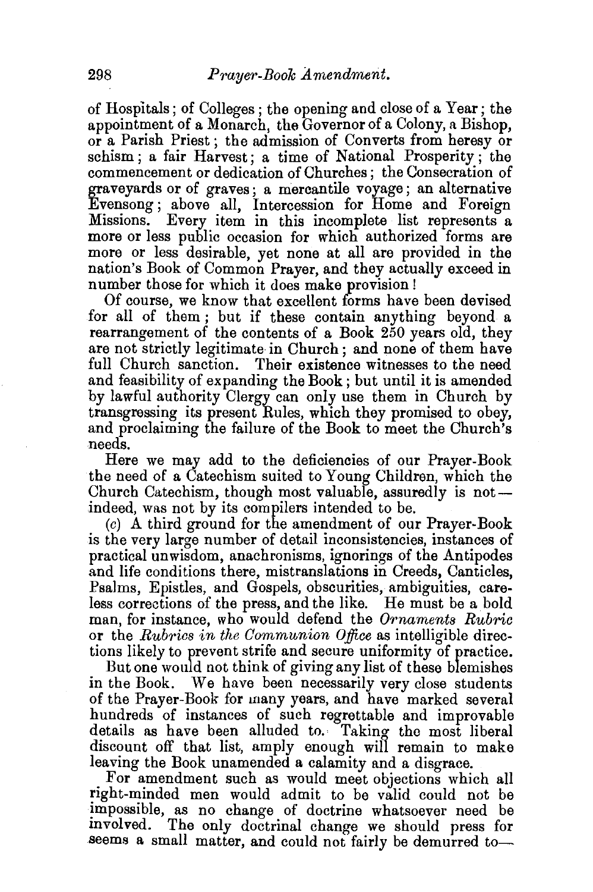of Hospitals; of Colleges; the opening and close of a Year; the appointment of a Monarch, the Governor of a Colony, a Bishop, or a Parish Priest; the admission of Converts from heresy or schism; a fair Harvest; a time of National Prosperity; the commencement or dedication of Churches; the Consecration of graveyards or of graves; a mercantile voyage; an alternative Evensong; above all, Intercession for Home and Foreign Missions. Every item in this incomplete list represents a more or less public occasion for which authorized forms are more or less desirable, yet none at all are provided in the nation's Book of Common Prayer, and they actually exceed in number those for which it does make provision!

Of course, we know that excellent forms have been devised for all of them; but if these contain anything beyond a rearrangement of the contents of a Book 250 years old, they are not strictly legitimate in Church; and none of them have full Church sanction. Their existence witnesses to the need and feasibility of expanding the Book; but until it is amended by lawful authority Clergy can only use them in Church by transgressing its present Rules, which they promised to obey, and proclaiming the failure of the Book to meet the Church's needs.

Here we may add to the deficiencies of our Prayer-Book the need of a Catechism suited to Young Children, which the Church Catechism, though most valuable, assuredly is not—indeed, was not by its compilers intended to be.

(*c*) A third ground for the amendment of our Prayer-Book is the very large number of detail inconsistencies, instances of practical unwisdom, anachronisms, ignorings of the Antipodes and life conditions there, mistranslations in Creeds, Canticles, Psalms, Epistles, and Gospels, obscurities, ambiguities, careless corrections of the press, and the like. He must be a bold man, for instance, who would defend the *Ornaments Rubric* or the *Rubrics in the Communion Office* as intelligible directions likely to prevent strife and secure uniformity of practice.

But one would not think of giving any list of these blemishes in the Book. We have been necessarily very close students of the Prayer-Book for many years, and have marked several hundreds of instances of such regrettable and improvable details as have been alluded to. Taking the most liberal discount off that list, amply enough will remain to make leaving the Book unamended a calamity and a disgrace.

For amendment such as would meet objections which all right-minded men would admit to be valid could not be impossible, as no change of doctrine whatsoever need be involved. The only doctrinal change we should press for seems a small matter, and could not fairly be demurred to—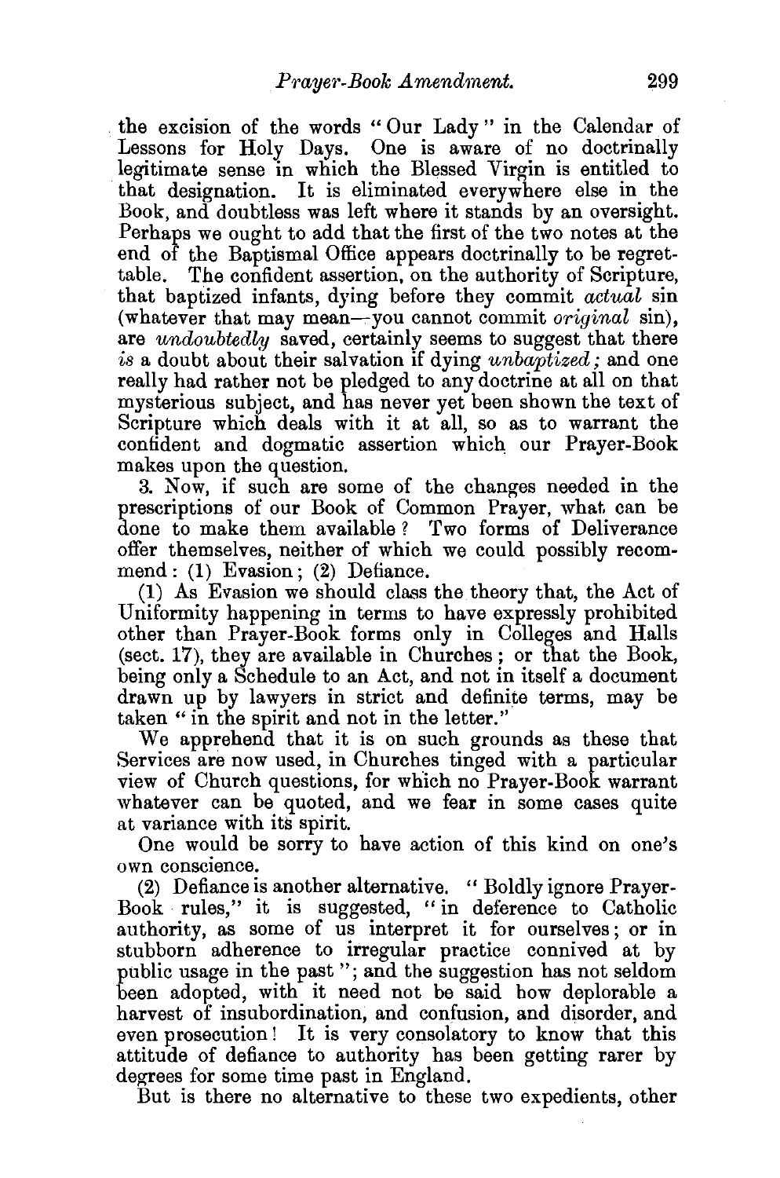the excision of the words "Our Lady" in the Calendar of Lessons for Holy Days. One is aware of no doctrinally legitimate sense in which the Blessed Virgin is entitled to that designation. It is eliminated everywhere else in the Book, and doubtless was left where it stands by an oversight. Perhaps we ought to add that the first of the two notes at the end of the Baptismal Office appears doctrinally to be regrettable. The confident assertion, on the authority of Scripture, that baptized infants, dying before they commit *actual* sin (whatever that may mean—you cannot commit *original* sin), are *undoubtedly* saved, certainly seems to suggest that there *is* a doubt about their salvation if dying *unbaptized;* and one really had rather not be pledged to any doctrine at all on that mysterious subject, and has never yet been shown the text of Scripture which deals with it at all, so as to warrant the confident and dogmatic assertion which our Prayer-Book makes upon the question.

3. Now, if such are some of the changes needed in the prescriptions of our Book of Common Prayer, what can be done to make them available? Two forms of Deliverance offer themselves, neither of which we could possibly recommend: (1) Evasion; (2) Defiance.

(1) As Evasion we should class the theory that, the Act of Uniformity happening in terms to have expressly prohibited other than Prayer-Book forms only in Colleges and Halls (sect. 17), they are available in Churches; or that the Book, being only a Schedule to an Act, and not in itself a document drawn up by lawyers in strict and definite terms, may be taken "in the spirit and not in the letter."

We apprehend that it is on such grounds as these that Services are now used, in Churches tinged with a particular view of Church questions, for which no Prayer-Book warrant whatever can be quoted, and we fear in some cases quite at variance with its spirit.

One would be sorry to have action of this kind on one's own conscience.

(2) Defiance is another alternative. "Boldly ignore Prayer-Book rules," it is suggested, "in deference to Catholic authority, as some of us interpret it for ourselves; or in stubborn adherence to irregular practice connived at by public usage in the past"; and the suggestion has not seldom been adopted, with it need not be said how deplorable a harvest of insubordination, and confusion, and disorder, and even prosecution! It is very consolatory to know that this attitude of defiance to authority has been getting rarer by degrees for some time past in England.

But is there no alternative to these two expedients, other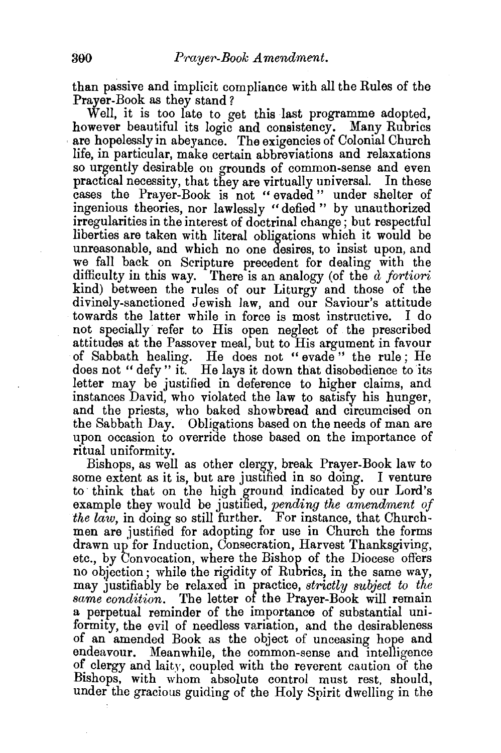than passive and implicit compliance with all the Rules of the Prayer-Book as they stand?

Well, it is too late to get this last programme adopted, however beautiful its logic and consistency. Many Rubrics are hopelessly in abeyance. The exigencies of Colonial Church life, in particular, make certain abbreviations and relaxations so urgently desirable on grounds of common-sense and even practical necessity, that they are virtually universal. In these cases the Prayer-Book is not "evaded" under shelter of ingenious theories, nor lawlessly "defied" by unauthorized irregularities in the interest of doctrinal change; but respectful liberties are taken with literal obligations which it would be unreasonable, and which no one desires, to insist upon, and we fall back on Scripture precedent for dealing with the difficulty in this way. There is an analogy (of the *à fortiori* kind) between the rules of our Liturgy and those of the divinely-sanctioned Jewish law, and our Saviour's attitude towards the latter while in force is most instructive. I do not specially refer to His open neglect of the prescribed attitudes at the Passover meal, but to His argument in favour of Sabbath healing. He does not "evade" the rule; He does not "defy" it. He lays it down that disobedience to its letter may be justified in deference to higher claims, and instances David, who violated the law to satisfy his hunger, and the priests, who baked showbread and circumcised on the Sabbath Day. Obligations based on the needs of man are upon occasion to override those based on the importance of ritual uniformity.

Bishops, as well as other clergy, break Prayer-Book law to some extent as it is, but are justified in so doing. I venture to think that on the high ground indicated by our Lord's example they would be justified, *pending the amendment of the law*, in doing so still further. For instance, that Churchmen are justified for adopting for use in Church the forms drawn up for Induction, Consecration, Harvest Thanksgiving, etc., by Convocation, where the Bishop of the Diocese offers no objection; while the rigidity of Rubrics, in the same way, may justifiably be relaxed in practice, *strictly subject to the same condition*. The letter of the Prayer-Book will remain a perpetual reminder of the importance of substantial uniformity, the evil of needless variation, and the desirableness of an amended Book as the object of unceasing hope and endeavour. Meanwhile, the common-sense and intelligence of clergy and laity, coupled with the reverent caution of the Bishops, with whom absolute control must rest, should, under the gracious guiding of the Holy Spirit dwelling in the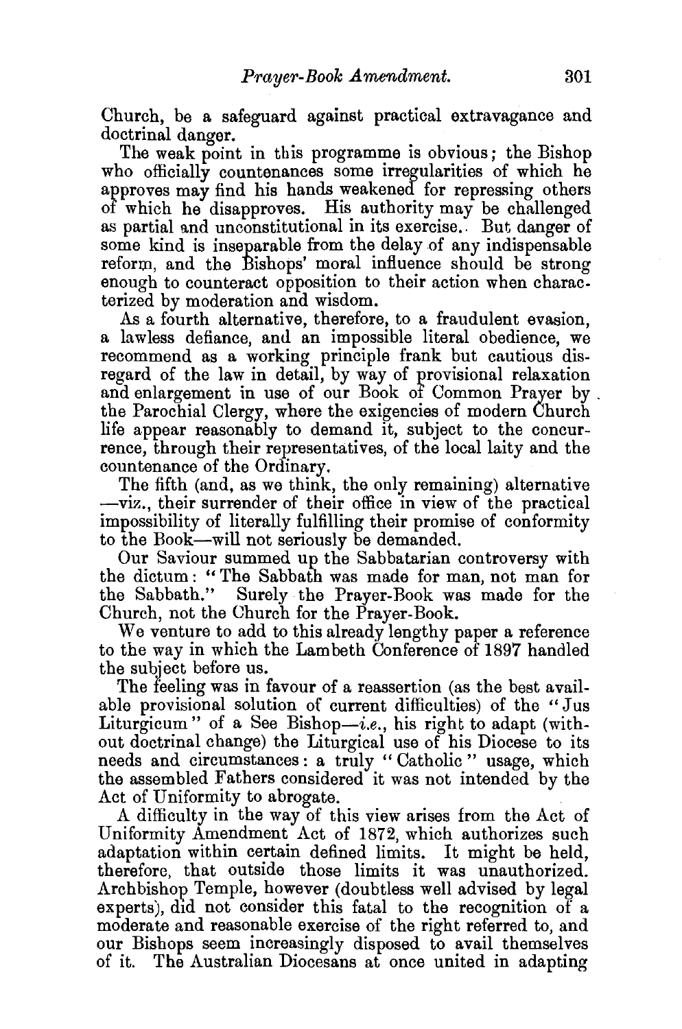Church, be a safeguard against practical extravagance and doctrinal danger.

The weak point in this programme is obvious; the Bishop who officially countenances some irregularities of which he approves may find his hands weakened for repressing others of which he disapproves. His authority may be challenged as partial and unconstitutional in its exercise. But danger of some kind is inseparable from the delay of any indispensable reform, and the Bishops' moral influence should be strong enough to counteract opposition to their action when characterized by moderation and wisdom.

As a fourth alternative, therefore, to a fraudulent evasion, a lawless defiance, and an impossible literal obedience, we recommend as a working principle frank but cautious disregard of the law in detail, by way of provisional relaxation and enlargement in use of our Book of Common Prayer by the Parochial Clergy, where the exigencies of modern Church life appear reasonably to demand it, subject to the concurrence, through their representatives, of the local laity and the countenance of the Ordinary.

The fifth (and, as we think, the only remaining) alternative —viz., their surrender of their office in view of the practical impossibility of literally fulfilling their promise of conformity to the Book—will not seriously be demanded.

Our Saviour summed up the Sabbatarian controversy with the dictum: "The Sabbath was made for man, not man for the Sabbath." Surely the Prayer-Book was made for the Church, not the Church for the Prayer-Book.

We venture to add to this already lengthy paper a reference to the way in which the Lambeth Conference of 1897 handled the subject before us.

The feeling was in favour of a reassertion (as the best available provisional solution of current difficulties) of the "Jus Liturgicum" of a See Bishop—*i.e.*, his right to adapt (without doctrinal change) the Liturgical use of his Diocese to its needs and circumstances: a truly "Catholic" usage, which the assembled Fathers considered it was not intended by the Act of Uniformity to abrogate.

A difficulty in the way of this view arises from the Act of Uniformity Amendment Act of 1872, which authorizes such adaptation within certain defined limits. It might be held, therefore, that outside those limits it was unauthorized. Archbishop Temple, however (doubtless well advised by legal experts), did not consider this fatal to the recognition of a moderate and reasonable exercise of the right referred to, and our Bishops seem increasingly disposed to avail themselves of it. The Australian Diocesans at once united in adapting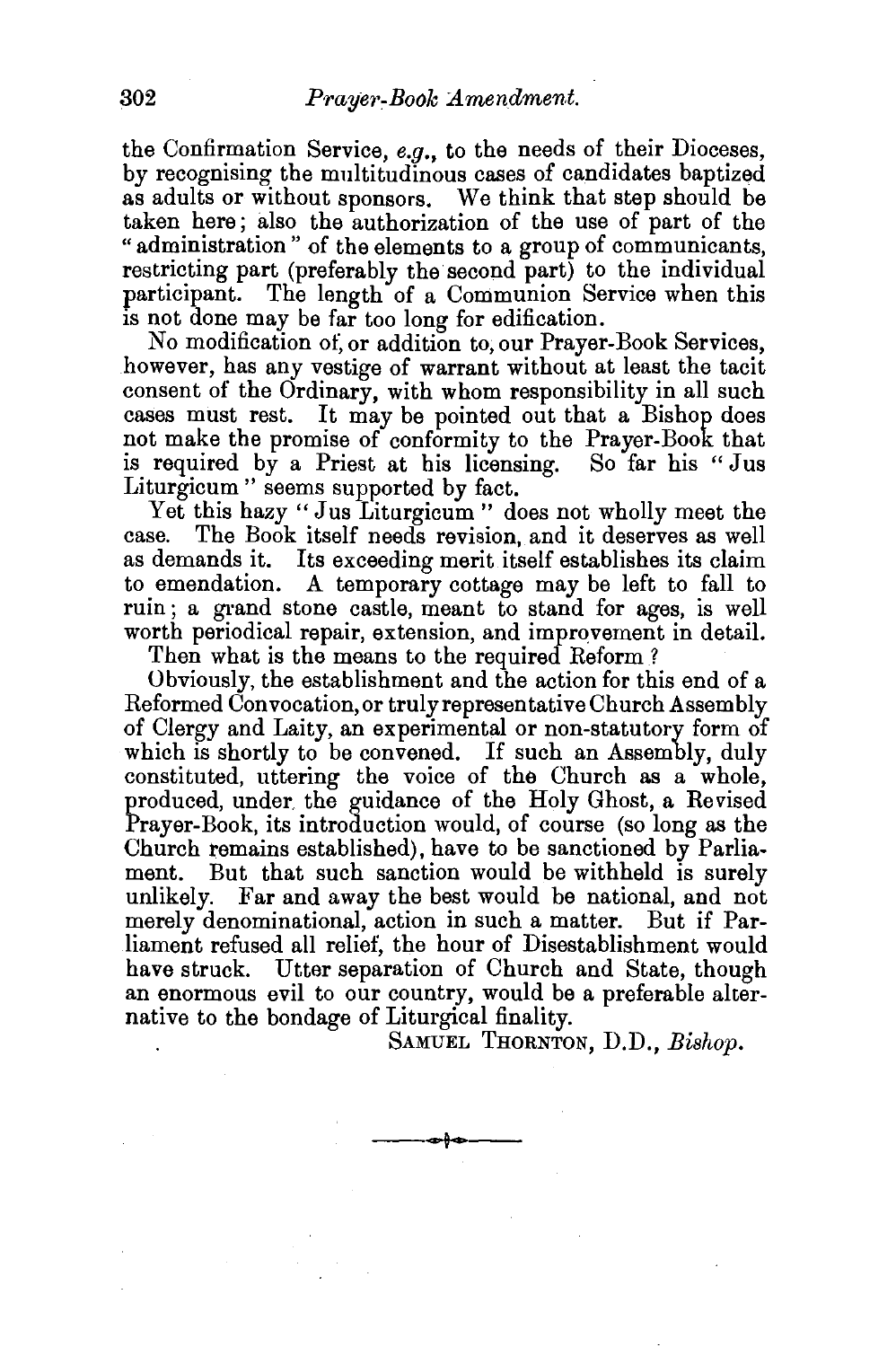the Confirmation Service, *e.g.*, to the needs of their Dioceses, by recognising the multitudinous cases of candidates baptized as adults or without sponsors. We think that step should be taken here; also the authorization of the use of part of the "administration" of the elements to a group of communicants, restricting part (preferably the second part) to the individual participant. The length of a Communion Service when this is not done may be far too long for edification.

No modification of, or addition to, our Prayer-Book Services, however, has any vestige of warrant without at least the tacit consent of the Ordinary, with whom responsibility in all such cases must rest. It may be pointed out that a Bishop does not make the promise of conformity to the Prayer-Book that is required by a Priest at his licensing. So far his "Jus Liturgicum" seems supported by fact.

Yet this hazy "Jus Liturgicum" does not wholly meet the case. The Book itself needs revision, and it deserves as well as demands it. Its exceeding merit itself establishes its claim to emendation. A temporary cottage may be left to fall to ruin; a grand stone castle, meant to stand for ages, is well worth periodical repair, extension, and improvement in detail.

Then what is the means to the required Reform?

Obviously, the establishment and the action for this end of a Reformed Convocation, or truly representative Church Assembly of Clergy and Laity, an experimental or non-statutory form of which is shortly to be convened. If such an Assembly, duly constituted, uttering the voice of the Church as a whole, produced, under the guidance of the Holy Ghost, a Revised Prayer-Book, its introduction would, of course (so long as the Church remains established), have to be sanctioned by Parliament. But that such sanction would be withheld is surely unlikely. Far and away the best would be national, and not merely denominational, action in such a matter. But if Parliament refused all relief, the hour of Disestablishment would have struck. Utter separation of Church and State, though an enormous evil to our country, would be a preferable alternative to the bondage of Liturgical finality.

SAMUEL THORNTON, D.D., *Bishop*.